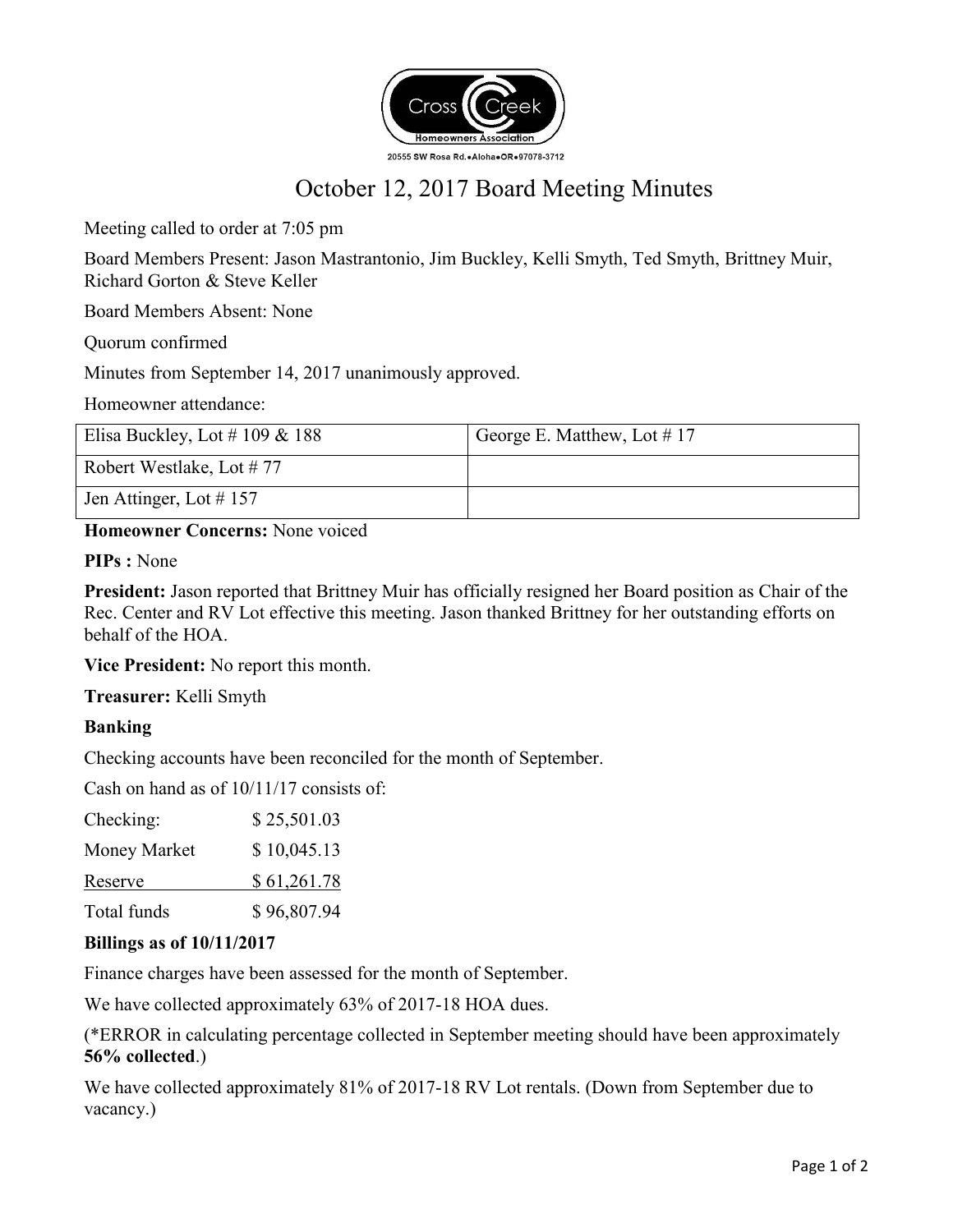Cross Creek Homeowners Association

20555 SW Rosa Rd.•Aloha•OR•97078-3712

# October 12, 2017 Board Meeting Minutes

Meeting called to order at 7:05 pm

Board Members Present: Jason Mastrantonio, Jim Buckley, Kelli Smyth, Ted Smyth, Brittney Muir, Richard Gorton & Steve Keller

Board Members Absent: None

Quorum confirmed

Minutes from September 14, 2017 unanimously approved.

Homeowner attendance:

| | |
|---|---|
| Elisa Buckley, Lot # 109 & 188 | George E. Matthew, Lot # 17 |
| Robert Westlake, Lot # 77 | |
| Jen Attinger, Lot # 157 | |

**Homeowner Concerns:** None voiced

**PIPs :** None

**President:** Jason reported that Brittney Muir has officially resigned her Board position as Chair of the Rec. Center and RV Lot effective this meeting. Jason thanked Brittney for her outstanding efforts on behalf of the HOA.

**Vice President:** No report this month.

**Treasurer:** Kelli Smyth

**Banking**

Checking accounts have been reconciled for the month of September.

Cash on hand as of 10/11/17 consists of:

| | |
|---|---|
| Checking: | $ 25,501.03 |
| Money Market | $ 10,045.13 |
| Reserve | $ 61,261.78 |
| Total funds | $ 96,807.94 |

**Billings as of 10/11/2017**

Finance charges have been assessed for the month of September.

We have collected approximately 63% of 2017-18 HOA dues.

(*ERROR in calculating percentage collected in September meeting should have been approximately **56% collected**.)

We have collected approximately 81% of 2017-18 RV Lot rentals. (Down from September due to vacancy.)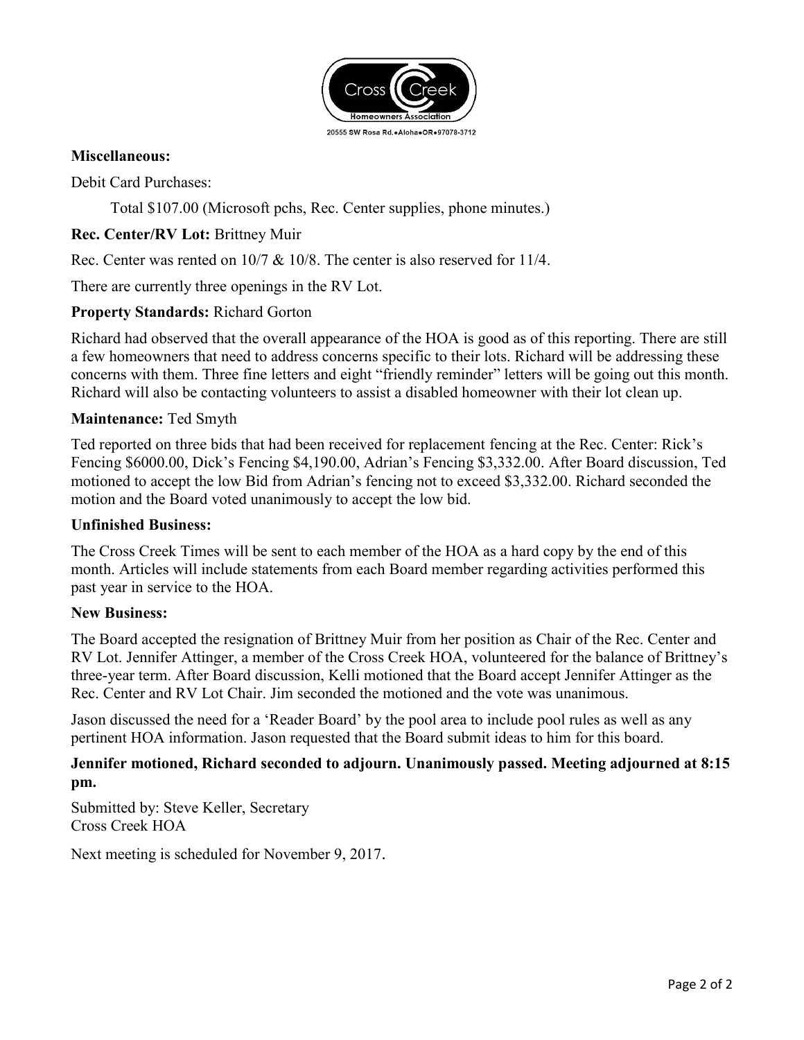**Miscellaneous:**

Debit Card Purchases:

Total $107.00 (Microsoft pchs, Rec. Center supplies, phone minutes.)

**Rec. Center/RV Lot:** Brittney Muir

Rec. Center was rented on 10/7 & 10/8. The center is also reserved for 11/4.

There are currently three openings in the RV Lot.

**Property Standards:** Richard Gorton

Richard had observed that the overall appearance of the HOA is good as of this reporting. There are still a few homeowners that need to address concerns specific to their lots. Richard will be addressing these concerns with them. Three fine letters and eight "friendly reminder" letters will be going out this month. Richard will also be contacting volunteers to assist a disabled homeowner with their lot clean up.

**Maintenance:** Ted Smyth

Ted reported on three bids that had been received for replacement fencing at the Rec. Center: Rick's Fencing $6000.00, Dick's Fencing $4,190.00, Adrian's Fencing $3,332.00. After Board discussion, Ted motioned to accept the low Bid from Adrian's fencing not to exceed $3,332.00. Richard seconded the motion and the Board voted unanimously to accept the low bid.

**Unfinished Business:**

The Cross Creek Times will be sent to each member of the HOA as a hard copy by the end of this month. Articles will include statements from each Board member regarding activities performed this past year in service to the HOA.

**New Business:**

The Board accepted the resignation of Brittney Muir from her position as Chair of the Rec. Center and RV Lot. Jennifer Attinger, a member of the Cross Creek HOA, volunteered for the balance of Brittney's three-year term. After Board discussion, Kelli motioned that the Board accept Jennifer Attinger as the Rec. Center and RV Lot Chair. Jim seconded the motioned and the vote was unanimous.

Jason discussed the need for a 'Reader Board' by the pool area to include pool rules as well as any pertinent HOA information. Jason requested that the Board submit ideas to him for this board.

**Jennifer motioned, Richard seconded to adjourn. Unanimously passed. Meeting adjourned at 8:15 pm.**

Submitted by: Steve Keller, Secretary
Cross Creek HOA

Next meeting is scheduled for November 9, 2017.